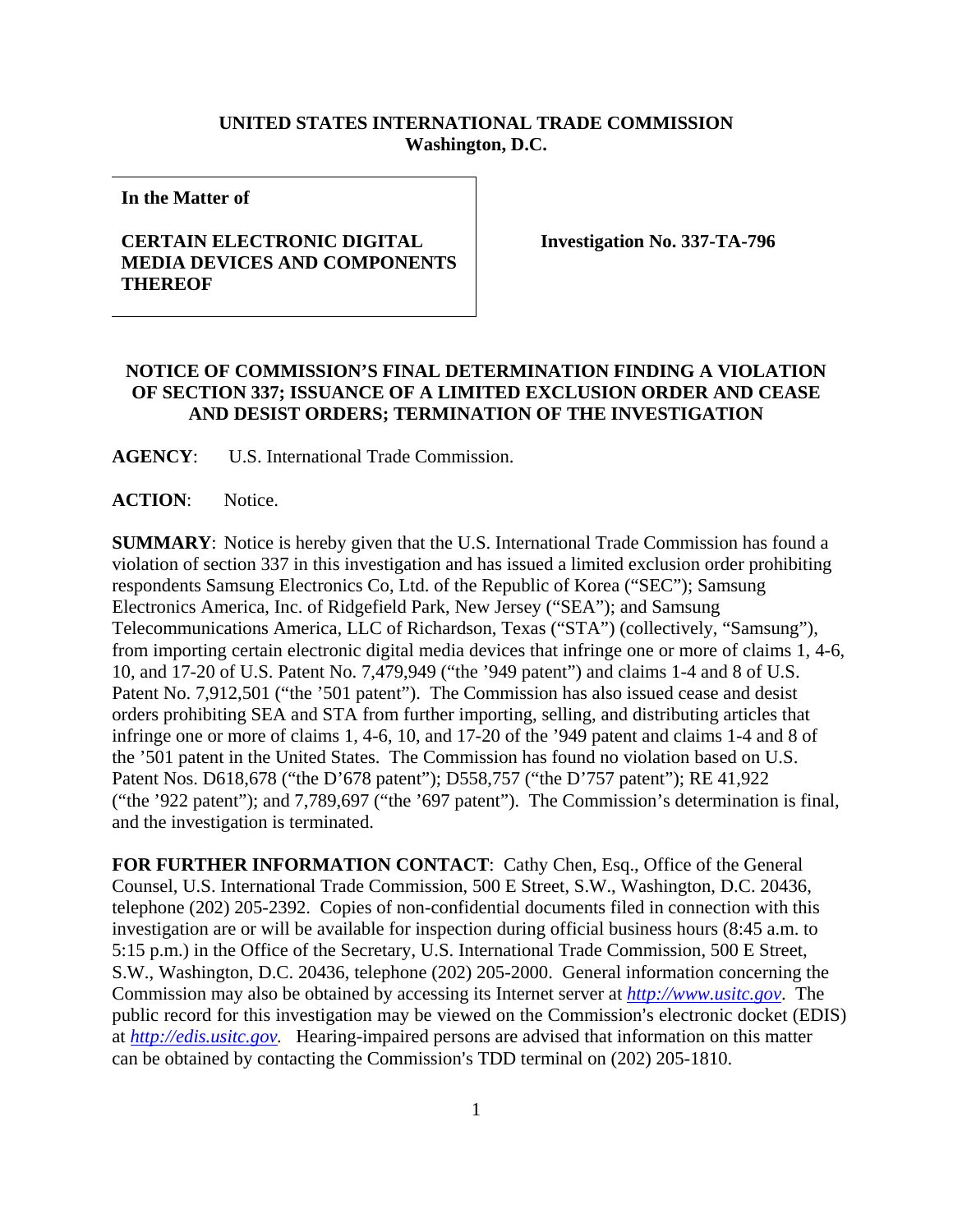**UNITED STATES INTERNATIONAL TRADE COMMISSION**
**Washington, D.C.**

| | |
|---|---|
| **In the Matter of**<br><br>**CERTAIN ELECTRONIC DIGITAL MEDIA DEVICES AND COMPONENTS THEREOF** | **Investigation No. 337-TA-796** |

**NOTICE OF COMMISSION'S FINAL DETERMINATION FINDING A VIOLATION OF SECTION 337; ISSUANCE OF A LIMITED EXCLUSION ORDER AND CEASE AND DESIST ORDERS; TERMINATION OF THE INVESTIGATION**

**AGENCY**: U.S. International Trade Commission.

**ACTION**: Notice.

**SUMMARY**: Notice is hereby given that the U.S. International Trade Commission has found a violation of section 337 in this investigation and has issued a limited exclusion order prohibiting respondents Samsung Electronics Co, Ltd. of the Republic of Korea ("SEC"); Samsung Electronics America, Inc. of Ridgefield Park, New Jersey ("SEA"); and Samsung Telecommunications America, LLC of Richardson, Texas ("STA") (collectively, "Samsung"), from importing certain electronic digital media devices that infringe one or more of claims 1, 4-6, 10, and 17-20 of U.S. Patent No. 7,479,949 ("the '949 patent") and claims 1-4 and 8 of U.S. Patent No. 7,912,501 ("the '501 patent"). The Commission has also issued cease and desist orders prohibiting SEA and STA from further importing, selling, and distributing articles that infringe one or more of claims 1, 4-6, 10, and 17-20 of the '949 patent and claims 1-4 and 8 of the '501 patent in the United States. The Commission has found no violation based on U.S. Patent Nos. D618,678 ("the D'678 patent"); D558,757 ("the D'757 patent"); RE 41,922 ("the '922 patent"); and 7,789,697 ("the '697 patent"). The Commission's determination is final, and the investigation is terminated.

**FOR FURTHER INFORMATION CONTACT**: Cathy Chen, Esq., Office of the General Counsel, U.S. International Trade Commission, 500 E Street, S.W., Washington, D.C. 20436, telephone (202) 205-2392. Copies of non-confidential documents filed in connection with this investigation are or will be available for inspection during official business hours (8:45 a.m. to 5:15 p.m.) in the Office of the Secretary, U.S. International Trade Commission, 500 E Street, S.W., Washington, D.C. 20436, telephone (202) 205-2000. General information concerning the Commission may also be obtained by accessing its Internet server at *http://www.usitc.gov*. The public record for this investigation may be viewed on the Commission's electronic docket (EDIS) at *http://edis.usitc.gov*. Hearing-impaired persons are advised that information on this matter can be obtained by contacting the Commission's TDD terminal on (202) 205-1810.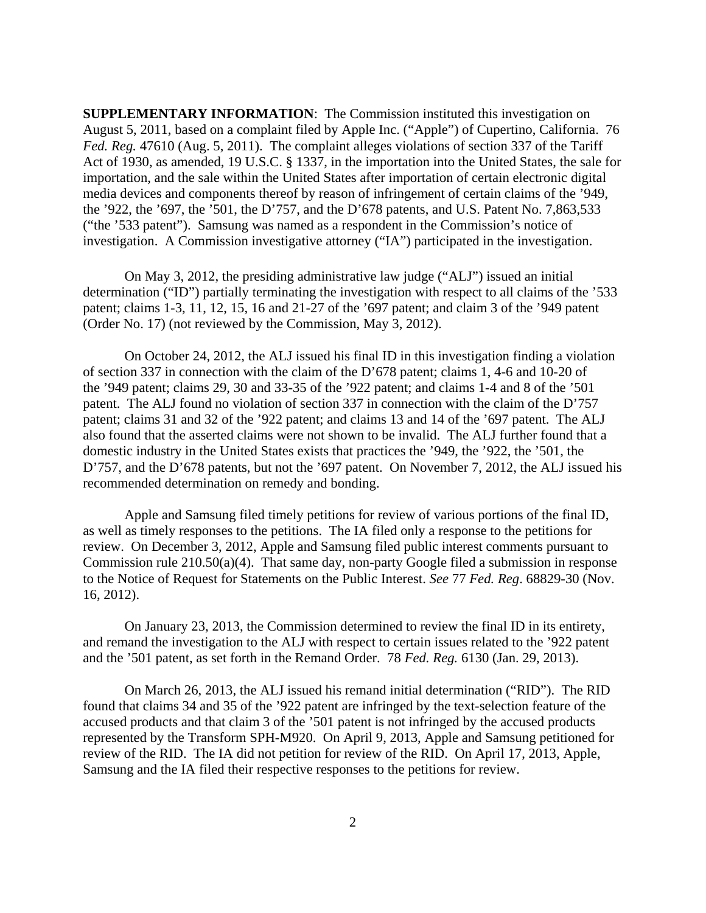**SUPPLEMENTARY INFORMATION**: The Commission instituted this investigation on August 5, 2011, based on a complaint filed by Apple Inc. ("Apple") of Cupertino, California. 76 *Fed. Reg.* 47610 (Aug. 5, 2011). The complaint alleges violations of section 337 of the Tariff Act of 1930, as amended, 19 U.S.C. § 1337, in the importation into the United States, the sale for importation, and the sale within the United States after importation of certain electronic digital media devices and components thereof by reason of infringement of certain claims of the '949, the '922, the '697, the '501, the D'757, and the D'678 patents, and U.S. Patent No. 7,863,533 ("the '533 patent"). Samsung was named as a respondent in the Commission's notice of investigation. A Commission investigative attorney ("IA") participated in the investigation.

On May 3, 2012, the presiding administrative law judge ("ALJ") issued an initial determination ("ID") partially terminating the investigation with respect to all claims of the '533 patent; claims 1-3, 11, 12, 15, 16 and 21-27 of the '697 patent; and claim 3 of the '949 patent (Order No. 17) (not reviewed by the Commission, May 3, 2012).

On October 24, 2012, the ALJ issued his final ID in this investigation finding a violation of section 337 in connection with the claim of the D'678 patent; claims 1, 4-6 and 10-20 of the '949 patent; claims 29, 30 and 33-35 of the '922 patent; and claims 1-4 and 8 of the '501 patent. The ALJ found no violation of section 337 in connection with the claim of the D'757 patent; claims 31 and 32 of the '922 patent; and claims 13 and 14 of the '697 patent. The ALJ also found that the asserted claims were not shown to be invalid. The ALJ further found that a domestic industry in the United States exists that practices the '949, the '922, the '501, the D'757, and the D'678 patents, but not the '697 patent. On November 7, 2012, the ALJ issued his recommended determination on remedy and bonding.

Apple and Samsung filed timely petitions for review of various portions of the final ID, as well as timely responses to the petitions. The IA filed only a response to the petitions for review. On December 3, 2012, Apple and Samsung filed public interest comments pursuant to Commission rule 210.50(a)(4). That same day, non-party Google filed a submission in response to the Notice of Request for Statements on the Public Interest. *See* 77 *Fed. Reg*. 68829-30 (Nov. 16, 2012).

On January 23, 2013, the Commission determined to review the final ID in its entirety, and remand the investigation to the ALJ with respect to certain issues related to the '922 patent and the '501 patent, as set forth in the Remand Order. 78 *Fed. Reg.* 6130 (Jan. 29, 2013).

On March 26, 2013, the ALJ issued his remand initial determination ("RID"). The RID found that claims 34 and 35 of the '922 patent are infringed by the text-selection feature of the accused products and that claim 3 of the '501 patent is not infringed by the accused products represented by the Transform SPH-M920. On April 9, 2013, Apple and Samsung petitioned for review of the RID. The IA did not petition for review of the RID. On April 17, 2013, Apple, Samsung and the IA filed their respective responses to the petitions for review.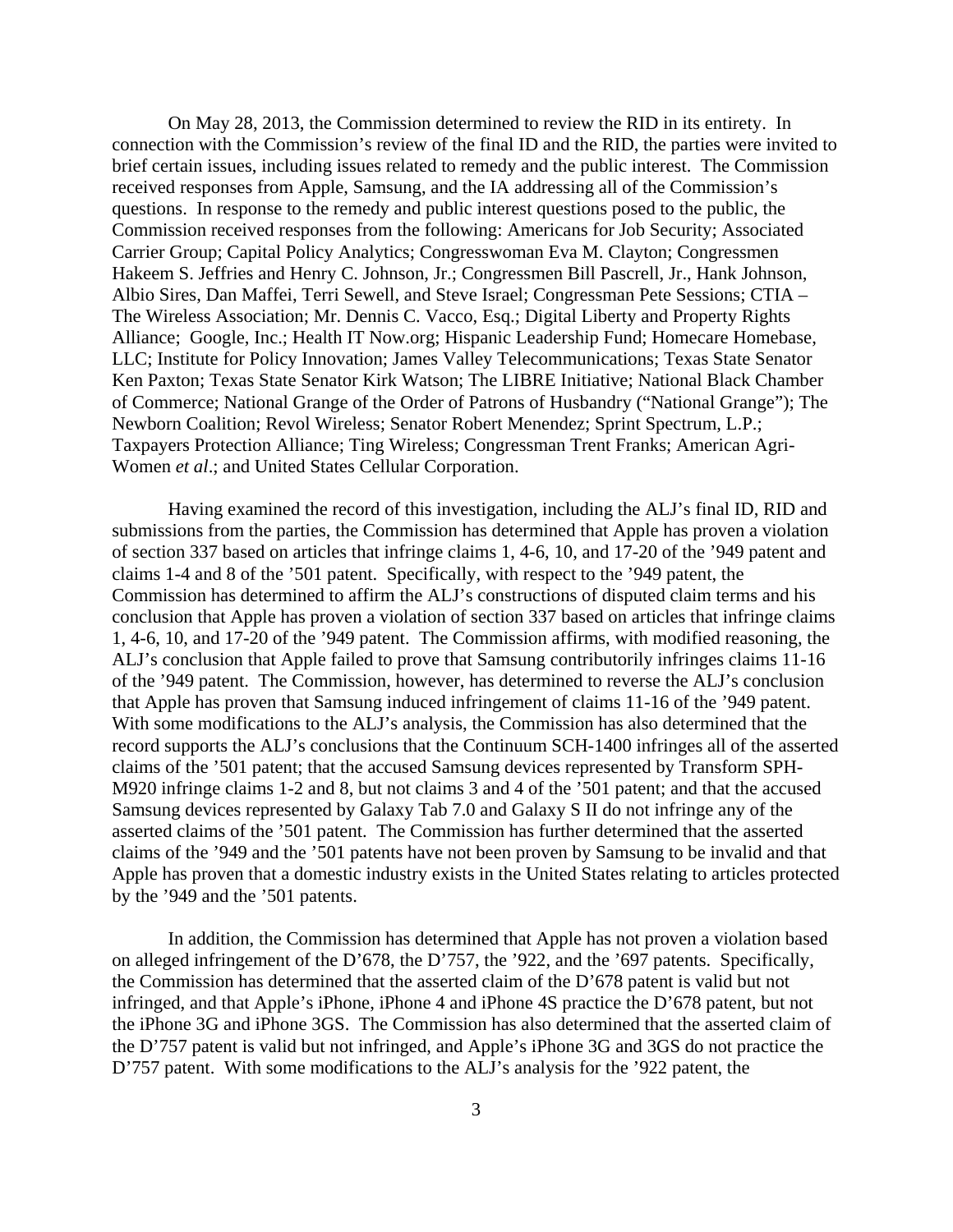On May 28, 2013, the Commission determined to review the RID in its entirety. In connection with the Commission's review of the final ID and the RID, the parties were invited to brief certain issues, including issues related to remedy and the public interest. The Commission received responses from Apple, Samsung, and the IA addressing all of the Commission's questions. In response to the remedy and public interest questions posed to the public, the Commission received responses from the following: Americans for Job Security; Associated Carrier Group; Capital Policy Analytics; Congresswoman Eva M. Clayton; Congressmen Hakeem S. Jeffries and Henry C. Johnson, Jr.; Congressmen Bill Pascrell, Jr., Hank Johnson, Albio Sires, Dan Maffei, Terri Sewell, and Steve Israel; Congressman Pete Sessions; CTIA – The Wireless Association; Mr. Dennis C. Vacco, Esq.; Digital Liberty and Property Rights Alliance; Google, Inc.; Health IT Now.org; Hispanic Leadership Fund; Homecare Homebase, LLC; Institute for Policy Innovation; James Valley Telecommunications; Texas State Senator Ken Paxton; Texas State Senator Kirk Watson; The LIBRE Initiative; National Black Chamber of Commerce; National Grange of the Order of Patrons of Husbandry ("National Grange"); The Newborn Coalition; Revol Wireless; Senator Robert Menendez; Sprint Spectrum, L.P.; Taxpayers Protection Alliance; Ting Wireless; Congressman Trent Franks; American Agri-Women *et al*.; and United States Cellular Corporation.

Having examined the record of this investigation, including the ALJ's final ID, RID and submissions from the parties, the Commission has determined that Apple has proven a violation of section 337 based on articles that infringe claims 1, 4-6, 10, and 17-20 of the '949 patent and claims 1-4 and 8 of the '501 patent. Specifically, with respect to the '949 patent, the Commission has determined to affirm the ALJ's constructions of disputed claim terms and his conclusion that Apple has proven a violation of section 337 based on articles that infringe claims 1, 4-6, 10, and 17-20 of the '949 patent. The Commission affirms, with modified reasoning, the ALJ's conclusion that Apple failed to prove that Samsung contributorily infringes claims 11-16 of the '949 patent. The Commission, however, has determined to reverse the ALJ's conclusion that Apple has proven that Samsung induced infringement of claims 11-16 of the '949 patent. With some modifications to the ALJ's analysis, the Commission has also determined that the record supports the ALJ's conclusions that the Continuum SCH-1400 infringes all of the asserted claims of the '501 patent; that the accused Samsung devices represented by Transform SPH-M920 infringe claims 1-2 and 8, but not claims 3 and 4 of the '501 patent; and that the accused Samsung devices represented by Galaxy Tab 7.0 and Galaxy S II do not infringe any of the asserted claims of the '501 patent. The Commission has further determined that the asserted claims of the '949 and the '501 patents have not been proven by Samsung to be invalid and that Apple has proven that a domestic industry exists in the United States relating to articles protected by the '949 and the '501 patents.

In addition, the Commission has determined that Apple has not proven a violation based on alleged infringement of the D'678, the D'757, the '922, and the '697 patents. Specifically, the Commission has determined that the asserted claim of the D'678 patent is valid but not infringed, and that Apple's iPhone, iPhone 4 and iPhone 4S practice the D'678 patent, but not the iPhone 3G and iPhone 3GS. The Commission has also determined that the asserted claim of the D'757 patent is valid but not infringed, and Apple's iPhone 3G and 3GS do not practice the D'757 patent. With some modifications to the ALJ's analysis for the '922 patent, the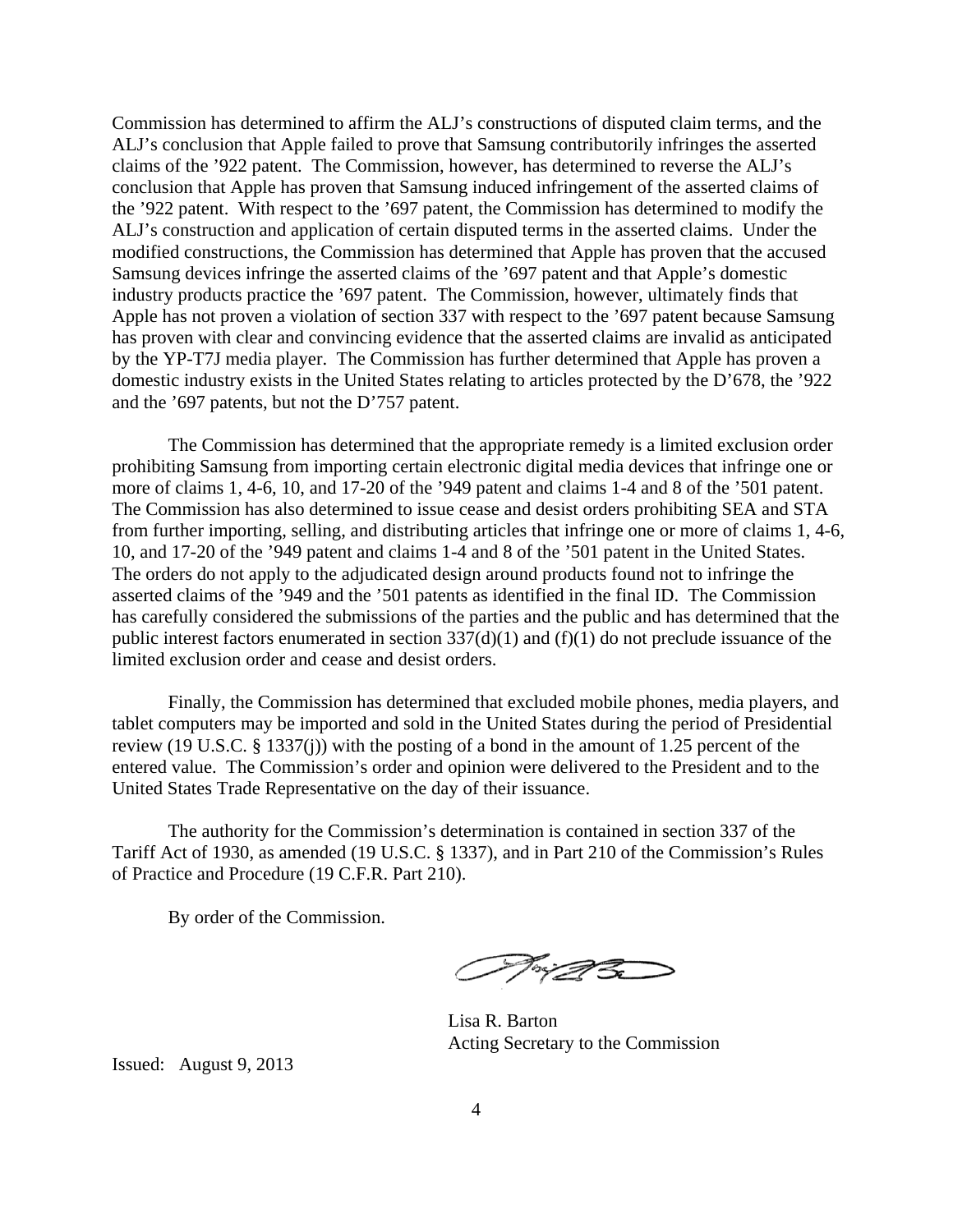Commission has determined to affirm the ALJ's constructions of disputed claim terms, and the ALJ's conclusion that Apple failed to prove that Samsung contributorily infringes the asserted claims of the '922 patent. The Commission, however, has determined to reverse the ALJ's conclusion that Apple has proven that Samsung induced infringement of the asserted claims of the '922 patent. With respect to the '697 patent, the Commission has determined to modify the ALJ's construction and application of certain disputed terms in the asserted claims. Under the modified constructions, the Commission has determined that Apple has proven that the accused Samsung devices infringe the asserted claims of the '697 patent and that Apple's domestic industry products practice the '697 patent. The Commission, however, ultimately finds that Apple has not proven a violation of section 337 with respect to the '697 patent because Samsung has proven with clear and convincing evidence that the asserted claims are invalid as anticipated by the YP-T7J media player. The Commission has further determined that Apple has proven a domestic industry exists in the United States relating to articles protected by the D'678, the '922 and the '697 patents, but not the D'757 patent.

The Commission has determined that the appropriate remedy is a limited exclusion order prohibiting Samsung from importing certain electronic digital media devices that infringe one or more of claims 1, 4-6, 10, and 17-20 of the '949 patent and claims 1-4 and 8 of the '501 patent. The Commission has also determined to issue cease and desist orders prohibiting SEA and STA from further importing, selling, and distributing articles that infringe one or more of claims 1, 4-6, 10, and 17-20 of the '949 patent and claims 1-4 and 8 of the '501 patent in the United States. The orders do not apply to the adjudicated design around products found not to infringe the asserted claims of the '949 and the '501 patents as identified in the final ID. The Commission has carefully considered the submissions of the parties and the public and has determined that the public interest factors enumerated in section 337(d)(1) and (f)(1) do not preclude issuance of the limited exclusion order and cease and desist orders.

Finally, the Commission has determined that excluded mobile phones, media players, and tablet computers may be imported and sold in the United States during the period of Presidential review (19 U.S.C. § 1337(j)) with the posting of a bond in the amount of 1.25 percent of the entered value. The Commission's order and opinion were delivered to the President and to the United States Trade Representative on the day of their issuance.

The authority for the Commission's determination is contained in section 337 of the Tariff Act of 1930, as amended (19 U.S.C. § 1337), and in Part 210 of the Commission's Rules of Practice and Procedure (19 C.F.R. Part 210).

By order of the Commission.

Lisa R. Barton
Acting Secretary to the Commission

Issued: August 9, 2013